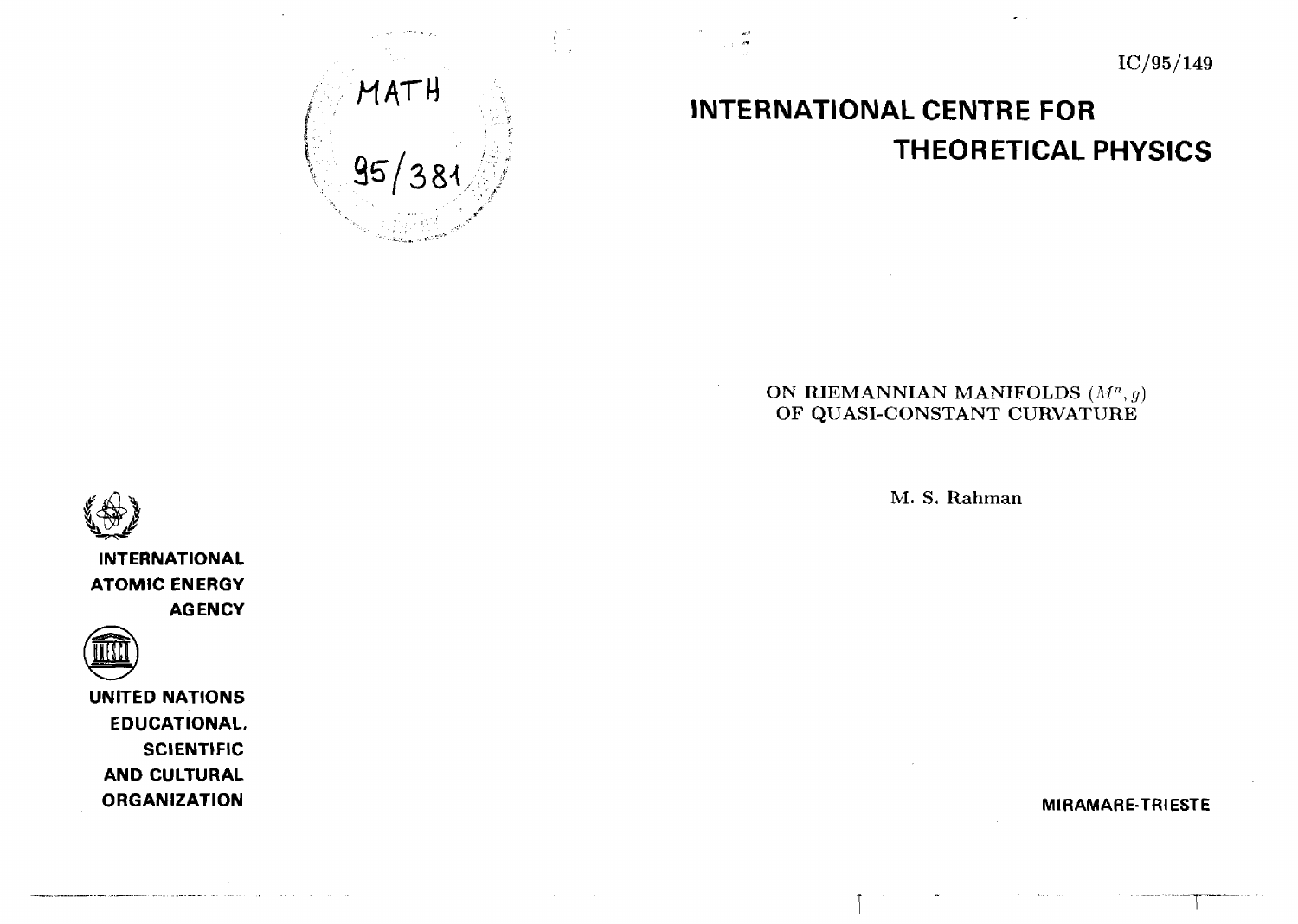IC/95/149

MATH 95/381

# INTERNATIONAL CENTRE FOR THEORETICAL PHYSICS

## ON RIEMANNIAN MANIFOLDS $(M^n, g)$ OF QUASI-CONSTANT CURVATURE

M. S. Rahman

INTERNATIONAL ATOMIC ENERGY AGENCY

UNITED NATIONS EDUCATIONAL, SCIENTIFIC AND CULTURAL ORGANIZATION

MIRAMARE-TRIESTE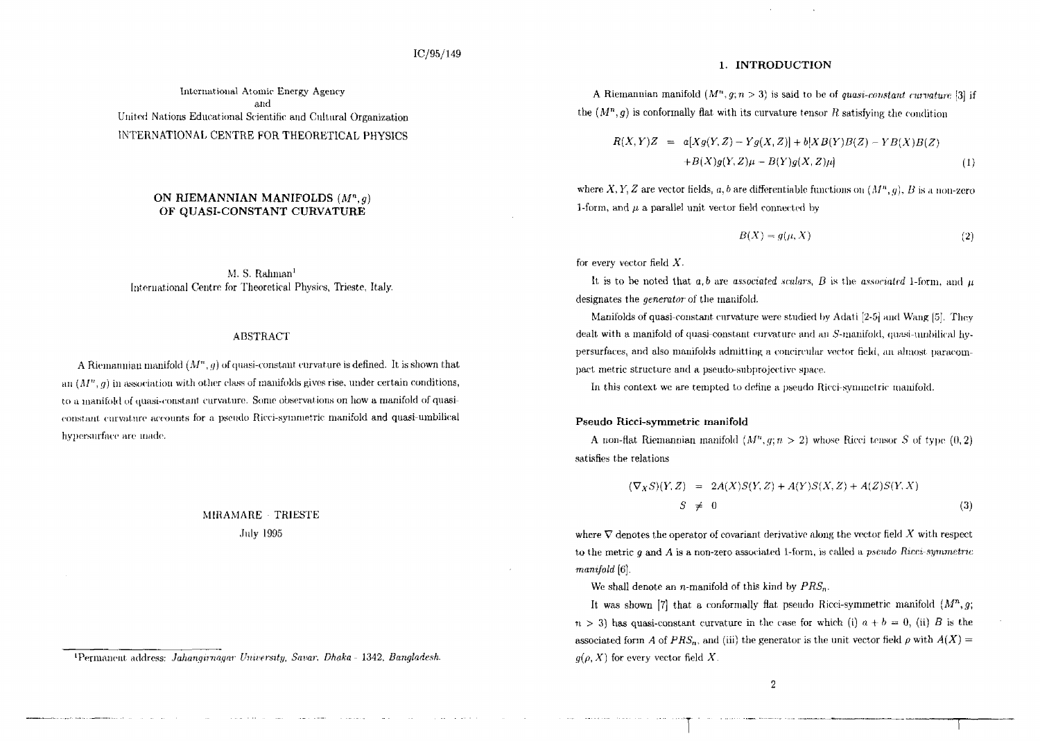IC/95/149

International Atomic Energy Agency
and
United Nations Educational Scientific and Cultural Organization
INTERNATIONAL CENTRE FOR THEORETICAL PHYSICS

# ON RIEMANNIAN MANIFOLDS $(M^n, g)$ OF QUASI-CONSTANT CURVATURE

M. S. Rahman[1]
International Centre for Theoretical Physics, Trieste, Italy.

## ABSTRACT

A Riemannian manifold $(M^n, g)$ of quasi-constant curvature is defined. It is shown that an $(M^n, g)$ in association with other class of manifolds gives rise, under certain conditions, to a manifold of quasi-constant curvature. Some observations on how a manifold of quasi-constant curvature accounts for a pseudo Ricci-symmetric manifold and quasi-umbilical hypersurface are made.

MIRAMARE – TRIESTE
July 1995

[1]Permanent address: *Jahangirnagar University, Savar, Dhaka - 1342, Bangladesh.*

## 1. INTRODUCTION

A Riemannian manifold $(M^n, g; n > 3)$ is said to be of *quasi-constant curvature* [3] if the $(M^n, g)$ is conformally flat with its curvature tensor $R$ satisfying the condition

$$R(X,Y)Z = a[Xg(Y,Z) - Yg(X,Z)] + b[XB(Y)B(Z) - YB(X)B(Z) + B(X)g(Y,Z)\mu - B(Y)g(X,Z)\mu] \tag{1}$$

where $X, Y, Z$ are vector fields, $a, b$ are differentiable functions on $(M^n, g)$, $B$ is a non-zero 1-form, and $\mu$ a parallel unit vector field connected by

$$B(X) = g(\mu, X) \tag{2}$$

for every vector field $X$.

It is to be noted that $a, b$ are *associated scalars*, $B$ is the *associated* 1-form, and $\mu$ designates the *generator* of the manifold.

Manifolds of quasi-constant curvature were studied by Adati [2-5] and Wang [5]. They dealt with a manifold of quasi-constant curvature and an $S$-manifold, quasi-umbilical hypersurfaces, and also manifolds admitting a concircular vector field, an almost paracompact metric structure and a pseudo-subprojective space.

In this context we are tempted to define a pseudo Ricci-symmetric manifold.

### Pseudo Ricci-symmetric manifold

A non-flat Riemannian manifold $(M^n, g; n > 2)$ whose Ricci tensor $S$ of type $(0,2)$ satisfies the relations

$$(\nabla_X S)(Y,Z) = 2A(X)S(Y,Z) + A(Y)S(X,Z) + A(Z)S(Y,X)$$
$$S \neq 0 \tag{3}$$

where $\nabla$ denotes the operator of covariant derivative along the vector field $X$ with respect to the metric $g$ and $A$ is a non-zero associated 1-form, is called a *pseudo Ricci-symmetric manifold* [6].

We shall denote an $n$-manifold of this kind by $PRS_n$.

It was shown [7] that a conformally flat pseudo Ricci-symmetric manifold $(M^n, g; n > 3)$ has quasi-constant curvature in the case for which (i) $a + b = 0$, (ii) $B$ is the associated form $A$ of $PRS_n$, and (iii) the generator is the unit vector field $\rho$ with $A(X) = g(\rho, X)$ for every vector field $X$.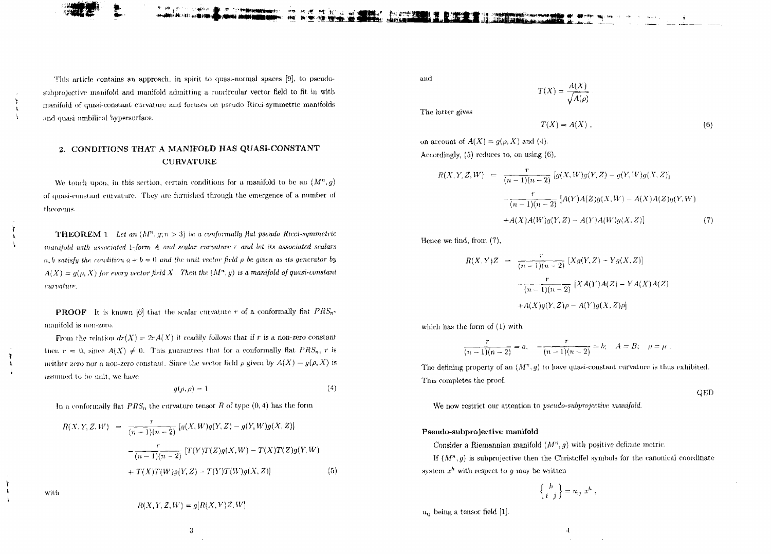This article contains an approach, in spirit to quasi-normal spaces [9], to pseudo-subprojective manifold and manifold admitting a concircular vector field to fit in with manifold of quasi-constant curvature and focuses on pseudo Ricci-symmetric manifolds and quasi-umbilical hypersurface.

## 2. CONDITIONS THAT A MANIFOLD HAS QUASI-CONSTANT CURVATURE

We touch upon, in this section, certain conditions for a manifold to be an $(M^n, g)$ of quasi-constant curvature. They are furnished through the emergence of a number of theorems.

**THEOREM 1** *Let an $(M^n, g; n > 3)$ be a conformally flat pseudo Ricci-symmetric manifold with associated 1-form $A$ and scalar curvature $r$ and let its associated scalars $a, b$ satisfy the condition $a + b = 0$ and the unit vector field $\rho$ be given as its generator by $A(X) = g(\rho, X)$ for every vector field $X$. Then the $(M^n, g)$ is a manifold of quasi-constant curvature.*

**PROOF** It is known [6] that the scalar curvature $r$ of a conformally flat $PRS_n$-manifold is non-zero.

From the relation $dr(X) = 2rA(X)$ it readily follows that if $r$ is a non-zero constant then $r = 0$, since $A(X) \neq 0$. This guarantees that for a conformally flat $PRS_n$, $r$ is neither zero nor a non-zero constant. Since the vector field $\rho$ given by $A(X) = g(\rho, X)$ is assumed to be unit, we have

$$g(\rho, \rho) = 1 \tag{4}$$

In a conformally flat $PRS_n$ the curvature tensor $R$ of type (0,4) has the form

$$\begin{aligned} R(X,Y,Z,W) &= \frac{r}{(n-1)(n-2)}\left[g(X,W)g(Y,Z) - g(Y,W)g(X,Z)\right] \\ &\quad - \frac{r}{(n-1)(n-2)}\left[T(Y)T(Z)g(X,W) - T(X)T(Z)g(Y,W)\right. \\ &\quad \left. + T(X)T(W)g(Y,Z) - T(Y)T(W)g(X,Z)\right] \end{aligned} \tag{5}$$

with

$$R(X,Y,Z,W) = g[R(X,Y)Z, W]$$

and

$$T(X) = \frac{A(X)}{\sqrt{A(\rho)}}$$

The latter gives

$$T(X) = A(X)\,, \tag{6}$$

on account of $A(X) = g(\rho, X)$ and (4).

Accordingly, (5) reduces to, on using (6),

$$\begin{aligned} R(X,Y,Z,W) &= \frac{r}{(n-1)(n-2)}\left[g(X,W)g(Y,Z) - g(Y,W)g(X,Z)\right] \\ &\quad - \frac{r}{(n-1)(n-2)}\left[A(Y)A(Z)g(X,W) - A(X)A(Z)g(Y,W)\right. \\ &\quad \left. + A(X)A(W)g(Y,Z) - A(Y)A(W)g(X,Z)\right] \end{aligned} \tag{7}$$

Hence we find, from (7),

$$\begin{aligned} R(X,Y)Z &= \frac{r}{(n-1)(n-2)}\left[Xg(Y,Z) - Yg(X,Z)\right] \\ &\quad - \frac{r}{(n-1)(n-2)}\left[XA(Y)A(Z) - YA(X)A(Z)\right. \\ &\quad \left. + A(X)g(Y,Z)\rho - A(Y)g(X,Z)\rho\right] \end{aligned}$$

which has the form of (1) with

$$\frac{r}{(n-1)(n-2)} = a, \quad -\frac{r}{(n-1)(n-2)} = b; \quad A = B; \quad \rho = \mu\,.$$

The defining property of an $(M^n, g)$ to have quasi-constant curvature is thus exhibited. This completes the proof.

QED

We now restrict our attention to *pseudo-subprojective manifold.*

### Pseudo-subprojective manifold

Consider a Riemannian manifold $(M^n, g)$ with positive definite metric.

If $(M^n, g)$ is subprojective then the Christoffel symbols for the canonical coordinate system $x^h$ with respect to $g$ may be written

$$\left\{ {h \atop i\;j} \right\} = u_{ij}\, x^h\,,$$

$u_{ij}$ being a tensor field [1].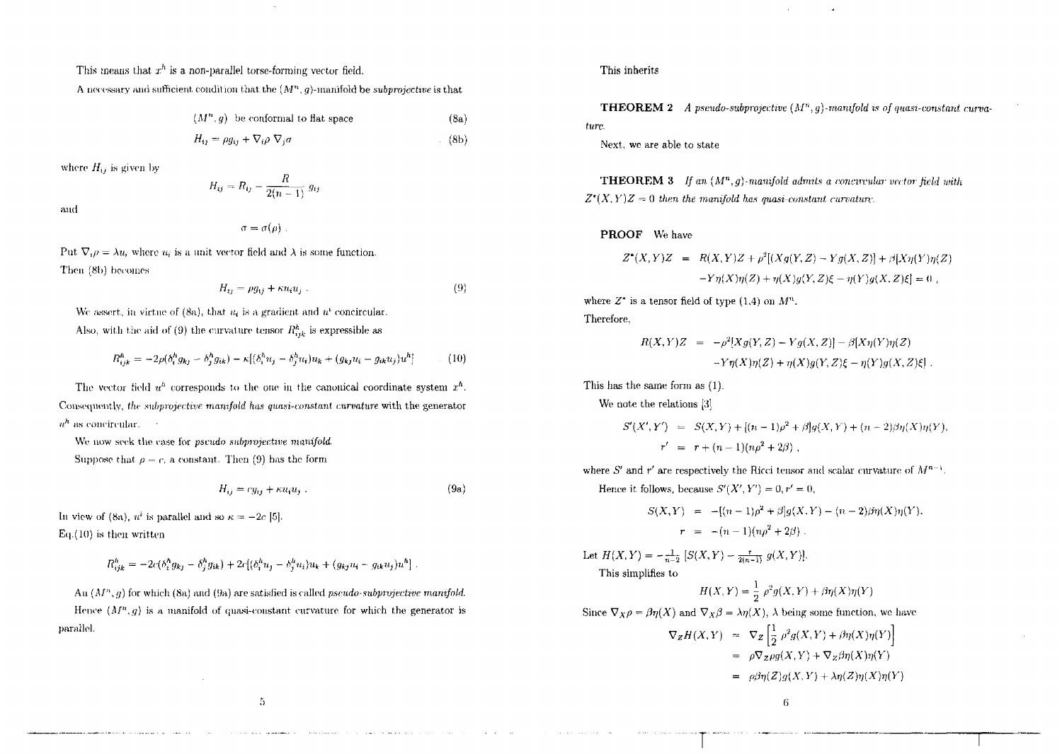This means that $x^h$ is a non-parallel torse-forming vector field.

A necessary and sufficient condition that the $(M^n, g)$-manifold be *subprojective* is that

$$(M^n, g) \text{ be conformal to flat space} \tag{8a}$$

$$H_{ij} = \rho g_{ij} + \nabla_i \rho \, \nabla_j \sigma \tag{8b}$$

where $H_{ij}$ is given by

$$H_{ij} = R_{ij} - \frac{R}{2(n-1)} g_{ij}$$

and

$$\sigma = \sigma(\rho) \, .$$

Put $\nabla_i \rho = \lambda u_i$ where $u_i$ is a unit vector field and $\lambda$ is some function.

Then (8b) becomes

$$H_{ij} = \rho g_{ij} + \kappa u_i u_j \, . \tag{9}$$

We assert, in virtue of (8a), that $u_i$ is a gradient and $u^i$ concircular.

Also, with the aid of (9) the curvature tensor $R^h_{ijk}$ is expressible as

$$R^h_{ijk} = -2\rho(\delta^h_i g_{kj} - \delta^h_j g_{ik}) - \kappa[(\delta^h_i u_j - \delta^h_j u_i)u_k + (g_{kj}u_i - g_{ik}u_j)u^h] \tag{10}$$

The vector field $u^h$ corresponds to the one in the canonical coordinate system $x^h$. Consequently, *the subprojective manifold has quasi-constant curvature* with the generator $u^h$ as concircular.

We now seek the case for *pseudo subprojective manifold*.

Suppose that $\rho = c$, a constant. Then (9) has the form

$$H_{ij} = c g_{ij} + \kappa u_i u_j \, . \tag{9a}$$

In view of (8a), $u^i$ is parallel and so $\kappa = -2c$ [5].

Eq.(10) is then written

$$R^h_{ijk} = -2c(\delta^h_i g_{kj} - \delta^h_j g_{ik}) + 2c[(\delta^h_i u_j - \delta^h_j u_i)u_k + (g_{kj}u_i - g_{ik}u_j)u^h] \, .$$

An $(M^n, g)$ for which (8a) and (9a) are satisfied is called *pseudo-subprojective manifold*.

Hence $(M^n, g)$ is a manifold of quasi-constant curvature for which the generator is parallel.

This inherits

**THEOREM 2** *A pseudo-subprojective $(M^n, g)$-manifold is of quasi-constant curvature.*

Next, we are able to state

**THEOREM 3** *If an $(M^n, g)$-manifold admits a concircular vector field with $Z^*(X,Y)Z = 0$ then the manifold has quasi-constant curvature.*

**PROOF** We have

$$\begin{aligned} Z^*(X,Y)Z &= R(X,Y)Z + \rho^2[(Xg(Y,Z) - Yg(X,Z)] + \beta[X\eta(Y)\eta(Z) \\ &\quad - Y\eta(X)\eta(Z) + \eta(X)g(Y,Z)\xi - \eta(Y)g(X,Z)\xi] = 0 \, , \end{aligned}$$

where $Z^*$ is a tensor field of type (1,4) on $M^n$.

Therefore,

$$\begin{aligned} R(X,Y)Z &= -\rho^2[Xg(Y,Z) - Yg(X,Z)] - \beta[X\eta(Y)\eta(Z) \\ &\quad - Y\eta(X)\eta(Z) + \eta(X)g(Y,Z)\xi - \eta(Y)g(X,Z)\xi] \, . \end{aligned}$$

This has the same form as (1).

We note the relations [3]

$$\begin{aligned} S'(X',Y') &= S(X,Y) + [(n-1)\rho^2 + \beta]g(X,Y) + (n-2)\beta\eta(X)\eta(Y), \\ r' &= r + (n-1)(n\rho^2 + 2\beta) \, , \end{aligned}$$

where $S'$ and $r'$ are respectively the Ricci tensor and scalar curvature of $M^{n-1}$.

Hence it follows, because $S'(X',Y') = 0, r' = 0$,

$$\begin{aligned} S(X,Y) &= -[(n-1)\rho^2 + \beta]g(X,Y) - (n-2)\beta\eta(X)\eta(Y), \\ r &= -(n-1)(n\rho^2 + 2\beta) \, . \end{aligned}$$

Let $H(X,Y) = -\frac{1}{n-2}\left[S(X,Y) - \frac{r}{2(n-1)} g(X,Y)\right]$.

This simplifies to

$$H(X,Y) = \frac{1}{2}\rho^2 g(X,Y) + \beta\eta(X)\eta(Y)$$

Since $\nabla_X \rho = \beta\eta(X)$ and $\nabla_X \beta = \lambda\eta(X)$, $\lambda$ being some function, we have

$$\begin{aligned} \nabla_Z H(X,Y) &= \nabla_Z\left[\frac{1}{2}\rho^2 g(X,Y) + \beta\eta(X)\eta(Y)\right] \\ &= \rho\nabla_Z\rho g(X,Y) + \nabla_Z\beta\eta(X)\eta(Y) \\ &= \rho\beta\eta(Z)g(X,Y) + \lambda\eta(Z)\eta(X)\eta(Y) \end{aligned}$$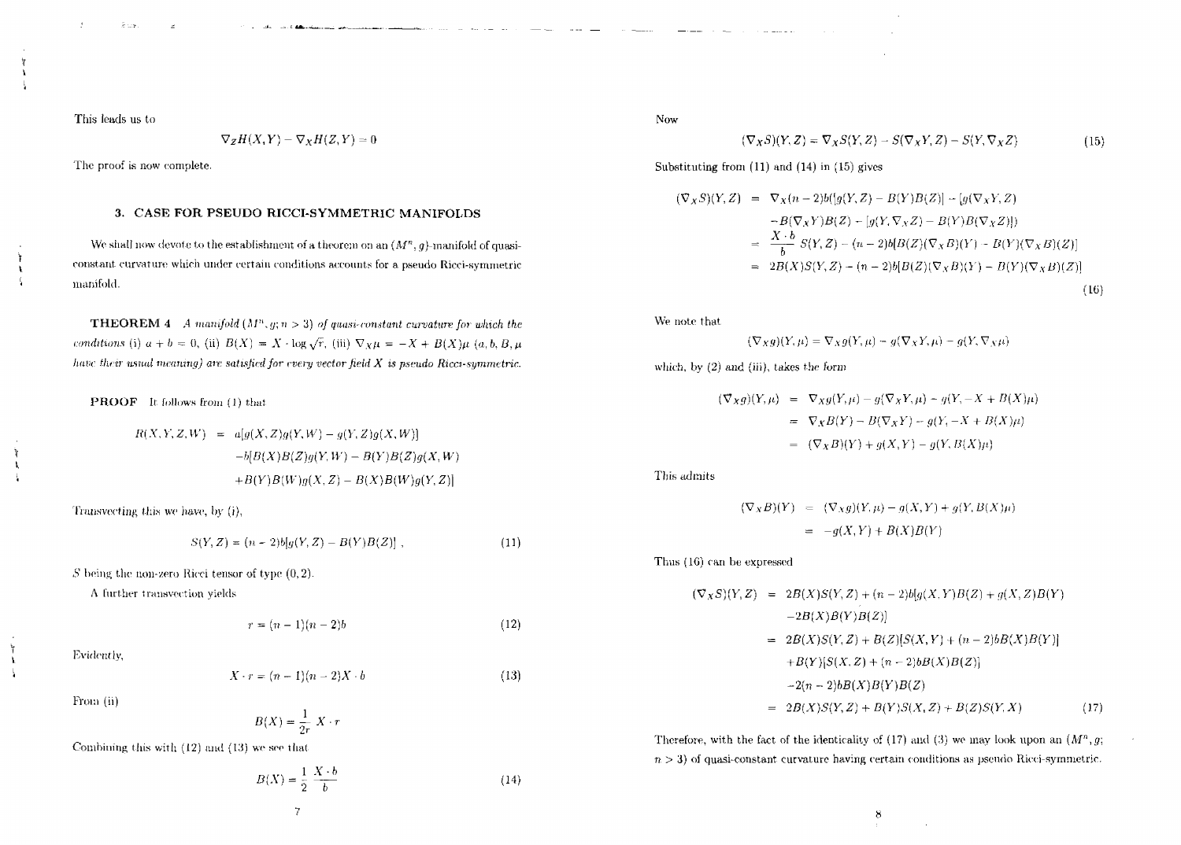This leads us to

$$\nabla_Z H(X,Y) - \nabla_X H(Z,Y) = 0$$

The proof is now complete.

## 3. CASE FOR PSEUDO RICCI-SYMMETRIC MANIFOLDS

We shall now devote to the establishment of a theorem on an $(M^n, g)$-manifold of quasi-constant curvature which under certain conditions accounts for a pseudo Ricci-symmetric manifold.

**THEOREM 4** *A manifold $(M^n, g; n > 3)$ of quasi-constant curvature for which the conditions (i) $a + b = 0$, (ii) $B(X) = X \cdot \log\sqrt{r}$, (iii) $\nabla_X \mu = -X + B(X)\mu$ ($a, b, B, \mu$ have their usual meaning) are satisfied for every vector field $X$ is pseudo Ricci-symmetric.*

**PROOF** It follows from (1) that

$$\begin{aligned} R(X,Y,Z,W) &= a[g(X,Z)g(Y,W) - g(Y,Z)g(X,W)] \\ &\quad -b[B(X)B(Z)g(Y,W) - B(Y)B(Z)g(X,W) \\ &\quad +B(Y)B(W)g(X,Z) - B(X)B(W)g(Y,Z)] \end{aligned}$$

Transvecting this we have, by (i),

$$S(Y,Z) = (n-2)b[g(Y,Z) - B(Y)B(Z)], \tag{11}$$

$S$ being the non-zero Ricci tensor of type $(0,2)$.

A further transvection yields

$$r = (n-1)(n-2)b \tag{12}$$

Evidently,

$$X \cdot r = (n-1)(n-2)X \cdot b \tag{13}$$

From (ii)

$$B(X) = \frac{1}{2r} X \cdot r$$

Combining this with (12) and (13) we see that

$$B(X) = \frac{1}{2}\frac{X \cdot b}{b} \tag{14}$$

Now

$$(\nabla_X S)(Y,Z) = \nabla_X S(Y,Z) - S(\nabla_X Y, Z) - S(Y, \nabla_X Z) \tag{15}$$

Substituting from (11) and (14) in (15) gives

$$\begin{aligned} (\nabla_X S)(Y,Z) &= \nabla_X (n-2)b([g(Y,Z) - B(Y)B(Z)] - [g(\nabla_X Y, Z) \\ &\quad -B(\nabla_X Y)B(Z) - [g(Y,\nabla_X Z) - B(Y)B(\nabla_X Z)]) \\ &= \frac{X \cdot b}{b} S(Y,Z) - (n-2)b[B(Z)(\nabla_X B)(Y) - B(Y)(\nabla_X B)(Z)] \\ &= 2B(X)S(Y,Z) - (n-2)b[B(Z)(\nabla_X B)(Y) - B(Y)(\nabla_X B)(Z)] \end{aligned} \tag{16}$$

We note that

$$(\nabla_X g)(Y,\mu) = \nabla_X g(Y,\mu) - g(\nabla_X Y, \mu) - g(Y, \nabla_X \mu)$$

which, by (2) and (iii), takes the form

$$\begin{aligned} (\nabla_X g)(Y,\mu) &= \nabla_X g(Y,\mu) - g(\nabla_X Y,\mu) - g(Y, -X + B(X)\mu) \\ &= \nabla_X B(Y) - B(\nabla_X Y) - g(Y, -X + B(X)\mu) \\ &= (\nabla_X B)(Y) + g(X,Y) - g(Y, B(X)\mu) \end{aligned}$$

This admits

$$\begin{aligned} (\nabla_X B)(Y) &= (\nabla_X g)(Y,\mu) - g(X,Y) + g(Y, B(X)\mu) \\ &= -g(X,Y) + B(X)B(Y) \end{aligned}$$

Thus (16) can be expressed

$$\begin{aligned} (\nabla_X S)(Y,Z) &= 2B(X)S(Y,Z) + (n-2)b[g(X,Y)B(Z) + g(X,Z)B(Y) \\ &\quad -2B(X)B(Y)B(Z)] \\ &= 2B(X)S(Y,Z) + B(Z)[S(X,Y) + (n-2)bB(X)B(Y)] \\ &\quad +B(Y)[S(X,Z) + (n-2)bB(X)B(Z)] \\ &\quad -2(n-2)bB(X)B(Y)B(Z) \\ &= 2B(X)S(Y,Z) + B(Y)S(X,Z) + B(Z)S(Y,X) \end{aligned} \tag{17}$$

Therefore, with the fact of the identicality of (17) and (3) we may look upon an $(M^n, g; n > 3)$ of quasi-constant curvature having certain conditions as pseudo Ricci-symmetric.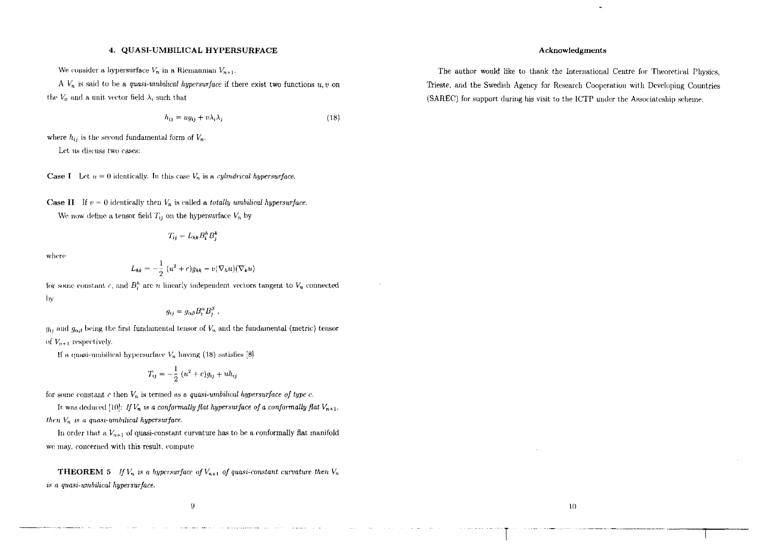## 4. QUASI-UMBILICAL HYPERSURFACE

We consider a hypersurface $V_n$ in a Riemannian $V_{n+1}$.

A $V_n$ is said to be a *quasi-umbilical hypersurface* if there exist two functions $u, v$ on the $V_n$ and a unit vector field $\lambda_i$ such that

$$h_{ij} = ug_{ij} + v\lambda_i\lambda_j \tag{18}$$

where $h_{ij}$ is the second fundamental form of $V_n$.

Let us discuss two cases:

**Case I** Let $u = 0$ identically. In this case $V_n$ is a *cylindrical hypersurface.*

**Case II** If $v = 0$ identically then $V_n$ is called a *totally umbilical hypersurface.*

We now define a tensor field $T_{ij}$ on the hypersurface $V_n$ by

$$T_{ij} = L_{hk}B_i^h B_j^k$$

where

$$L_{hk} = -\frac{1}{2}(u^2 + c)g_{hk} - v(\nabla_h u)(\nabla_k u)$$

for some constant $c$, and $B_i^h$ are $n$ linearly independent vectors tangent to $V_n$ connected by

$$g_{ij} = g_{\alpha\beta}B_i^\alpha B_j^\beta ,$$

$g_{ij}$ and $g_{\alpha\beta}$ being the first fundamental tensor of $V_n$ and the fundamental (metric) tensor of $V_{n+1}$ respectively.

If a quasi-umbilical hypersurface $V_n$ having (18) satisfies [8]

$$T_{ij} = -\frac{1}{2}(u^2 + c)g_{ij} + uh_{ij}$$

for some constant $c$ then $V_n$ is termed as a *quasi-umbilical hypersurface of type c.*

It was deduced [10]: *If $V_n$ is a conformally flat hypersurface of a conformally flat $V_{n+1}$, then $V_n$ is a quasi-umbilical hypersurface.*

In order that a $V_{n+1}$ of quasi-constant curvature has to be a conformally flat manifold we may, concerned with this result, compute

**THEOREM 5** *If $V_n$ is a hypersurface of $V_{n+1}$ of quasi-constant curvature then $V_n$ is a quasi-umbilical hypersurface.*

### Acknowledgments

The author would like to thank the International Centre for Theoretical Physics, Trieste, and the Swedish Agency for Research Cooperation with Developing Countries (SAREC) for support during his visit to the ICTP under the Associateship scheme.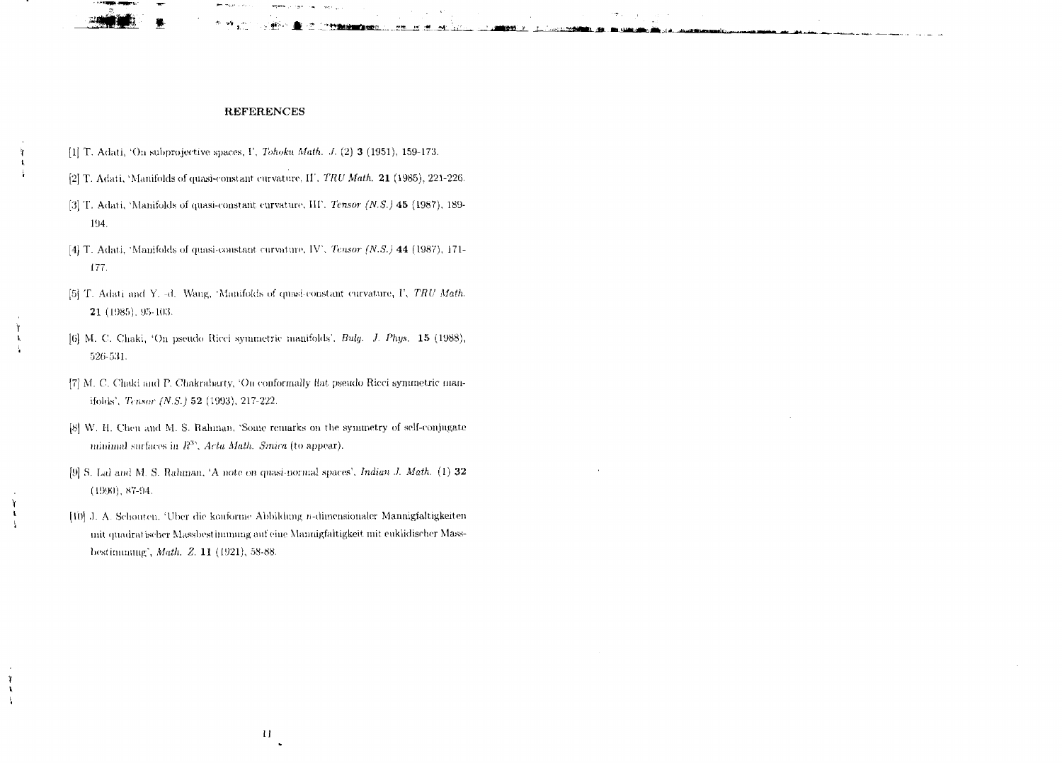## REFERENCES

[1] T. Adati, 'On subprojective spaces, I', *Tohoku Math. J.* (2) **3** (1951), 159-173.

[2] T. Adati, 'Manifolds of quasi-constant curvature, II', *TRU Math.* **21** (1985), 221-226.

[3] T. Adati, 'Manifolds of quasi-constant curvature, III', *Tensor (N.S.)* **45** (1987), 189-194.

[4] T. Adati, 'Manifolds of quasi-constant curvature, IV', *Tensor (N.S.)* **44** (1987), 171-177.

[5] T. Adati and Y. -d. Wang, 'Manifolds of quasi-constant curvature, I', *TRU Math.* **21** (1985), 95-103.

[6] M. C. Chaki, 'On pseudo Ricci symmetric manifolds', *Bulg. J. Phys.* **15** (1988), 526-531.

[7] M. C. Chaki and P. Chakrabarty, 'On conformally flat pseudo Ricci symmetric manifolds', *Tensor (N.S.)* **52** (1993), 217-222.

[8] W. H. Chen and M. S. Rahman, 'Some remarks on the symmetry of self-conjugate minimal surfaces in $R^3$', *Acta Math. Sinica* (to appear).

[9] S. Lal and M. S. Rahman, 'A note on quasi-normal spaces', *Indian J. Math.* (1) **32** (1990), 87-94.

[10] J. A. Schouten, 'Uber die konforme Abbildung $n$-dimensionaler Mannigfaltigkeiten mit quadratischer Massbestimmung auf eine Mannigfaltigkeit mit euklidischer Massbestimmung', *Math. Z.* **11** (1921), 58-88.